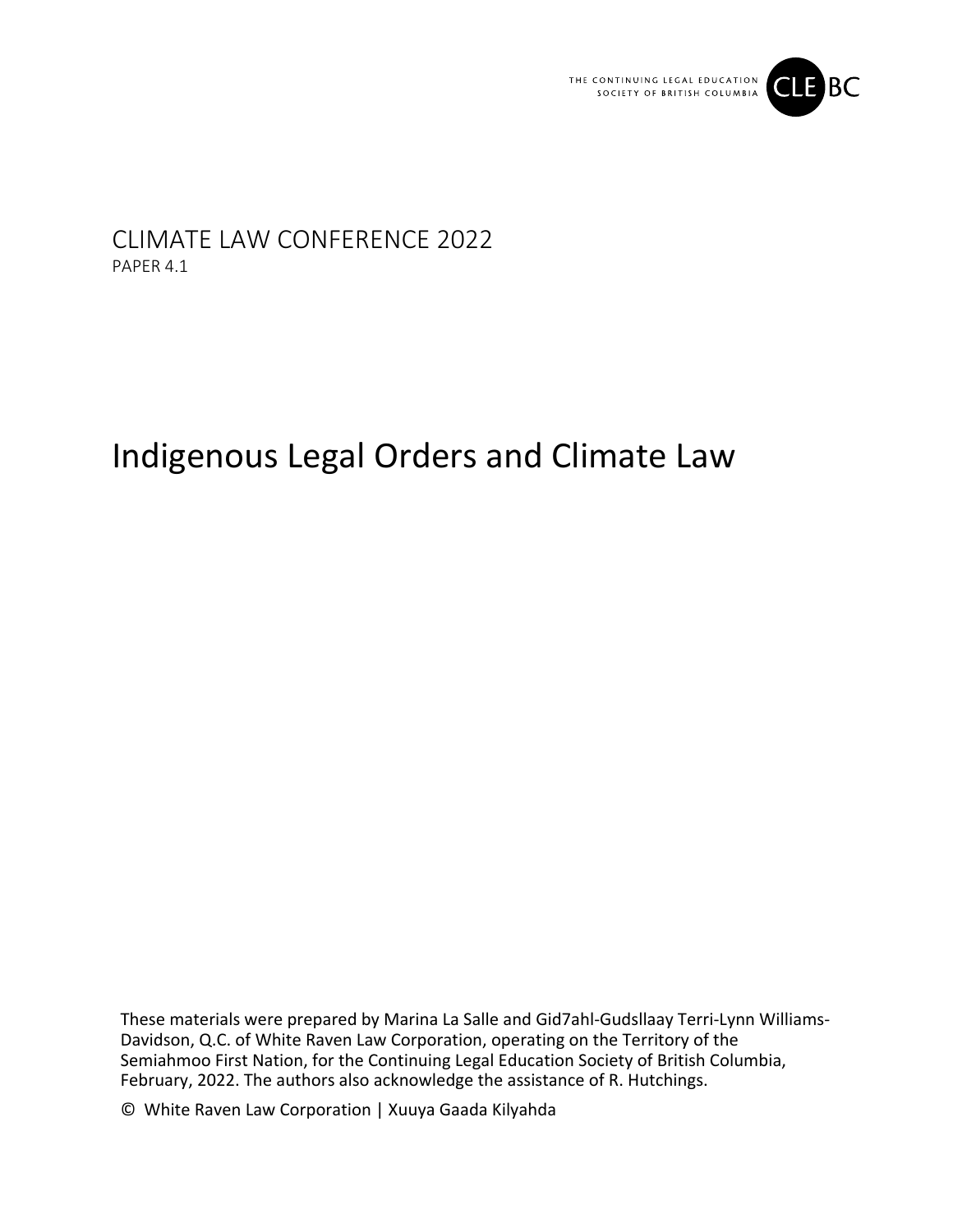THE CONTINUING LEGAL EDUCATION SOCIETY OF BRITISH COLUMBIA CLE BC

CLIMATE LAW CONFERENCE 2022

PAPER 4.1

# Indigenous Legal Orders and Climate Law

These materials were prepared by Marina La Salle and Gid7ahl-Gudsllaay Terri-Lynn Williams-Davidson, Q.C. of White Raven Law Corporation, operating on the Territory of the Semiahmoo First Nation, for the Continuing Legal Education Society of British Columbia, February, 2022. The authors also acknowledge the assistance of R. Hutchings.

© White Raven Law Corporation | Xuuya Gaada Kilyahda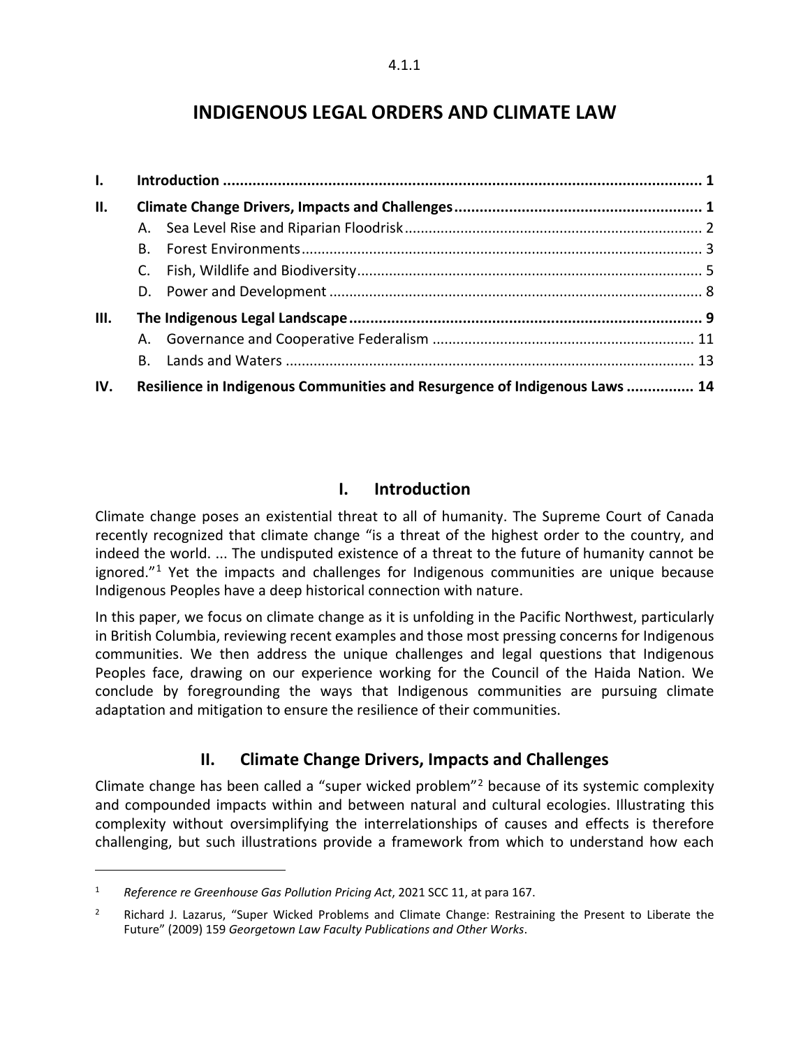4.1.1

# INDIGENOUS LEGAL ORDERS AND CLIMATE LAW

| | | |
|---|---|---|
| **I.** | **Introduction** | **1** |
| **II.** | **Climate Change Drivers, Impacts and Challenges** | **1** |
| | A. Sea Level Rise and Riparian Floodrisk | 2 |
| | B. Forest Environments | 3 |
| | C. Fish, Wildlife and Biodiversity | 5 |
| | D. Power and Development | 8 |
| **III.** | **The Indigenous Legal Landscape** | **9** |
| | A. Governance and Cooperative Federalism | 11 |
| | B. Lands and Waters | 13 |
| **IV.** | **Resilience in Indigenous Communities and Resurgence of Indigenous Laws** | **14** |

## I. Introduction

Climate change poses an existential threat to all of humanity. The Supreme Court of Canada recently recognized that climate change "is a threat of the highest order to the country, and indeed the world. ... The undisputed existence of a threat to the future of humanity cannot be ignored."[1] Yet the impacts and challenges for Indigenous communities are unique because Indigenous Peoples have a deep historical connection with nature.

In this paper, we focus on climate change as it is unfolding in the Pacific Northwest, particularly in British Columbia, reviewing recent examples and those most pressing concerns for Indigenous communities. We then address the unique challenges and legal questions that Indigenous Peoples face, drawing on our experience working for the Council of the Haida Nation. We conclude by foregrounding the ways that Indigenous communities are pursuing climate adaptation and mitigation to ensure the resilience of their communities.

## II. Climate Change Drivers, Impacts and Challenges

Climate change has been called a "super wicked problem"[2] because of its systemic complexity and compounded impacts within and between natural and cultural ecologies. Illustrating this complexity without oversimplifying the interrelationships of causes and effects is therefore challenging, but such illustrations provide a framework from which to understand how each

---

[1] *Reference re Greenhouse Gas Pollution Pricing Act*, 2021 SCC 11, at para 167.

[2] Richard J. Lazarus, "Super Wicked Problems and Climate Change: Restraining the Present to Liberate the Future" (2009) 159 *Georgetown Law Faculty Publications and Other Works*.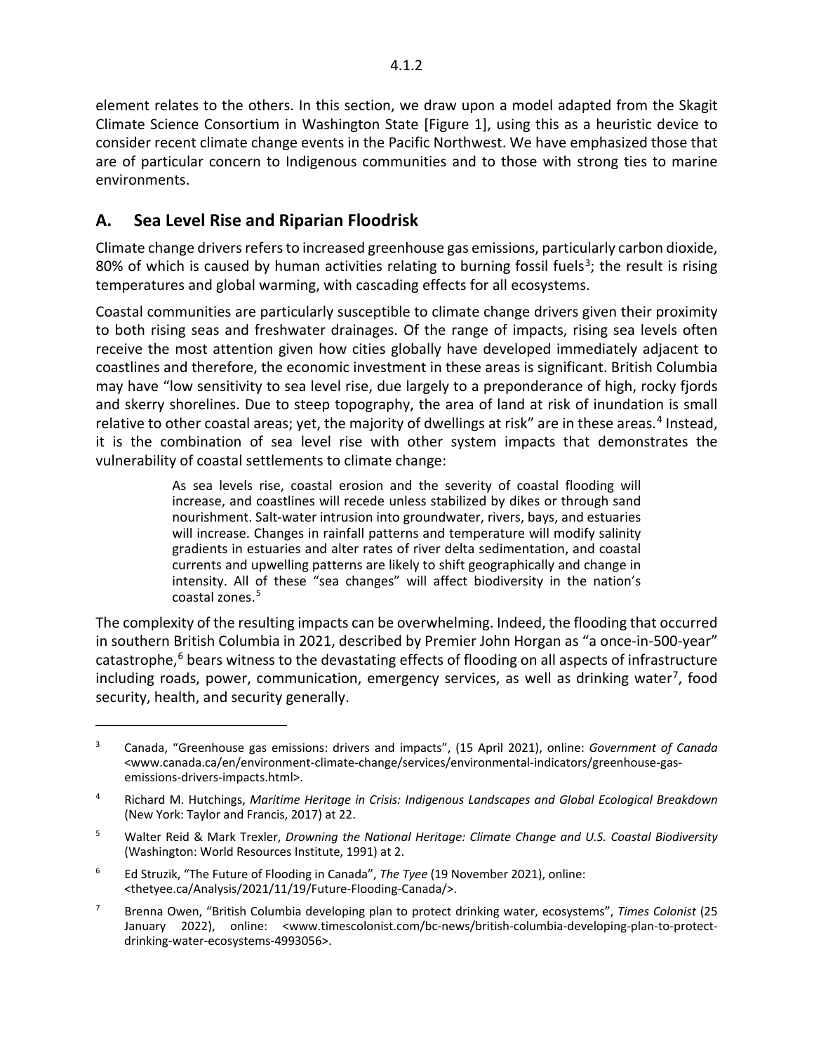element relates to the others. In this section, we draw upon a model adapted from the Skagit Climate Science Consortium in Washington State [Figure 1], using this as a heuristic device to consider recent climate change events in the Pacific Northwest. We have emphasized those that are of particular concern to Indigenous communities and to those with strong ties to marine environments.

## A. Sea Level Rise and Riparian Floodrisk

Climate change drivers refers to increased greenhouse gas emissions, particularly carbon dioxide, 80% of which is caused by human activities relating to burning fossil fuels[3]; the result is rising temperatures and global warming, with cascading effects for all ecosystems.

Coastal communities are particularly susceptible to climate change drivers given their proximity to both rising seas and freshwater drainages. Of the range of impacts, rising sea levels often receive the most attention given how cities globally have developed immediately adjacent to coastlines and therefore, the economic investment in these areas is significant. British Columbia may have "low sensitivity to sea level rise, due largely to a preponderance of high, rocky fjords and skerry shorelines. Due to steep topography, the area of land at risk of inundation is small relative to other coastal areas; yet, the majority of dwellings at risk" are in these areas.[4] Instead, it is the combination of sea level rise with other system impacts that demonstrates the vulnerability of coastal settlements to climate change:

> As sea levels rise, coastal erosion and the severity of coastal flooding will increase, and coastlines will recede unless stabilized by dikes or through sand nourishment. Salt-water intrusion into groundwater, rivers, bays, and estuaries will increase. Changes in rainfall patterns and temperature will modify salinity gradients in estuaries and alter rates of river delta sedimentation, and coastal currents and upwelling patterns are likely to shift geographically and change in intensity. All of these "sea changes" will affect biodiversity in the nation's coastal zones.[5]

The complexity of the resulting impacts can be overwhelming. Indeed, the flooding that occurred in southern British Columbia in 2021, described by Premier John Horgan as "a once-in-500-year" catastrophe,[6] bears witness to the devastating effects of flooding on all aspects of infrastructure including roads, power, communication, emergency services, as well as drinking water[7], food security, health, and security generally.

---

[3] Canada, "Greenhouse gas emissions: drivers and impacts", (15 April 2021), online: *Government of Canada* <www.canada.ca/en/environment-climate-change/services/environmental-indicators/greenhouse-gas-emissions-drivers-impacts.html>.

[4] Richard M. Hutchings, *Maritime Heritage in Crisis: Indigenous Landscapes and Global Ecological Breakdown* (New York: Taylor and Francis, 2017) at 22.

[5] Walter Reid & Mark Trexler, *Drowning the National Heritage: Climate Change and U.S. Coastal Biodiversity* (Washington: World Resources Institute, 1991) at 2.

[6] Ed Struzik, "The Future of Flooding in Canada", *The Tyee* (19 November 2021), online: <thetyee.ca/Analysis/2021/11/19/Future-Flooding-Canada/>.

[7] Brenna Owen, "British Columbia developing plan to protect drinking water, ecosystems", *Times Colonist* (25 January 2022), online: <www.timescolonist.com/bc-news/british-columbia-developing-plan-to-protect-drinking-water-ecosystems-4993056>.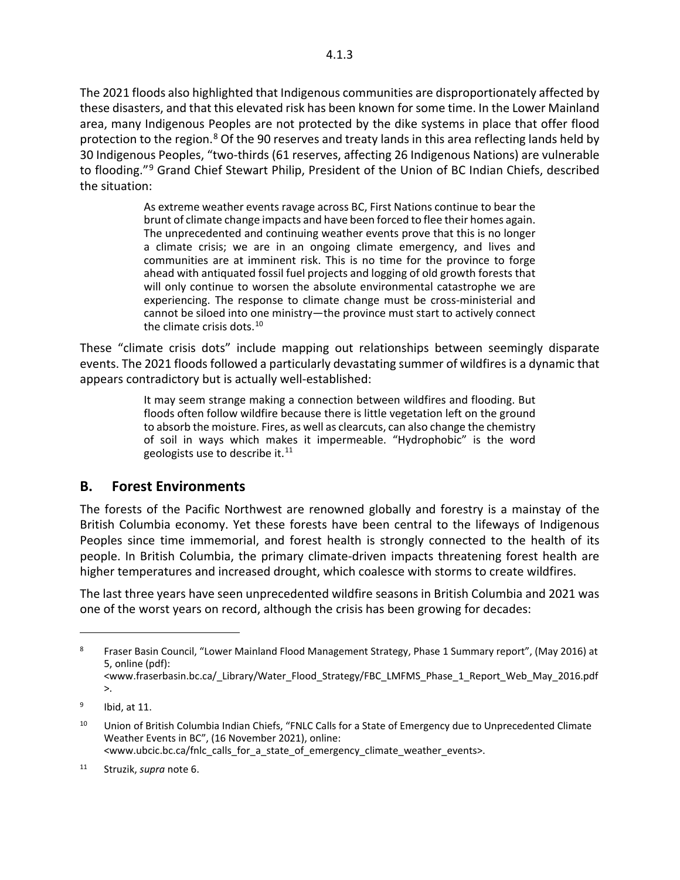The 2021 floods also highlighted that Indigenous communities are disproportionately affected by these disasters, and that this elevated risk has been known for some time. In the Lower Mainland area, many Indigenous Peoples are not protected by the dike systems in place that offer flood protection to the region.[8] Of the 90 reserves and treaty lands in this area reflecting lands held by 30 Indigenous Peoples, "two-thirds (61 reserves, affecting 26 Indigenous Nations) are vulnerable to flooding."[9] Grand Chief Stewart Philip, President of the Union of BC Indian Chiefs, described the situation:

> As extreme weather events ravage across BC, First Nations continue to bear the brunt of climate change impacts and have been forced to flee their homes again. The unprecedented and continuing weather events prove that this is no longer a climate crisis; we are in an ongoing climate emergency, and lives and communities are at imminent risk. This is no time for the province to forge ahead with antiquated fossil fuel projects and logging of old growth forests that will only continue to worsen the absolute environmental catastrophe we are experiencing. The response to climate change must be cross-ministerial and cannot be siloed into one ministry—the province must start to actively connect the climate crisis dots.[10]

These "climate crisis dots" include mapping out relationships between seemingly disparate events. The 2021 floods followed a particularly devastating summer of wildfires is a dynamic that appears contradictory but is actually well-established:

> It may seem strange making a connection between wildfires and flooding. But floods often follow wildfire because there is little vegetation left on the ground to absorb the moisture. Fires, as well as clearcuts, can also change the chemistry of soil in ways which makes it impermeable. "Hydrophobic" is the word geologists use to describe it.[11]

## B. Forest Environments

The forests of the Pacific Northwest are renowned globally and forestry is a mainstay of the British Columbia economy. Yet these forests have been central to the lifeways of Indigenous Peoples since time immemorial, and forest health is strongly connected to the health of its people. In British Columbia, the primary climate-driven impacts threatening forest health are higher temperatures and increased drought, which coalesce with storms to create wildfires.

The last three years have seen unprecedented wildfire seasons in British Columbia and 2021 was one of the worst years on record, although the crisis has been growing for decades:

---

[8] Fraser Basin Council, "Lower Mainland Flood Management Strategy, Phase 1 Summary report", (May 2016) at 5, online (pdf): <www.fraserbasin.bc.ca/_Library/Water_Flood_Strategy/FBC_LMFMS_Phase_1_Report_Web_May_2016.pdf>.

[9] Ibid, at 11.

[10] Union of British Columbia Indian Chiefs, "FNLC Calls for a State of Emergency due to Unprecedented Climate Weather Events in BC", (16 November 2021), online: <www.ubcic.bc.ca/fnlc_calls_for_a_state_of_emergency_climate_weather_events>.

[11] Struzik, *supra* note 6.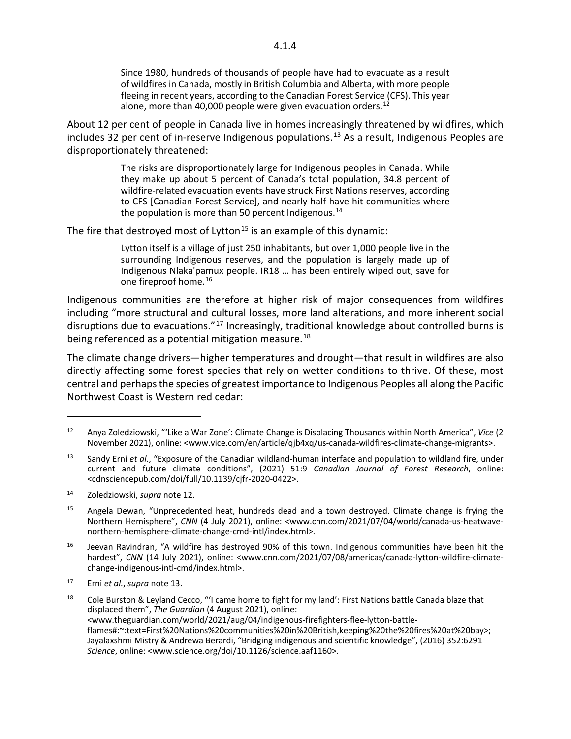> Since 1980, hundreds of thousands of people have had to evacuate as a result of wildfires in Canada, mostly in British Columbia and Alberta, with more people fleeing in recent years, according to the Canadian Forest Service (CFS). This year alone, more than 40,000 people were given evacuation orders.[12]

About 12 per cent of people in Canada live in homes increasingly threatened by wildfires, which includes 32 per cent of in-reserve Indigenous populations.[13] As a result, Indigenous Peoples are disproportionately threatened:

> The risks are disproportionately large for Indigenous peoples in Canada. While they make up about 5 percent of Canada's total population, 34.8 percent of wildfire-related evacuation events have struck First Nations reserves, according to CFS [Canadian Forest Service], and nearly half have hit communities where the population is more than 50 percent Indigenous.[14]

The fire that destroyed most of Lytton[15] is an example of this dynamic:

> Lytton itself is a village of just 250 inhabitants, but over 1,000 people live in the surrounding Indigenous reserves, and the population is largely made up of Indigenous Nlaka'pamux people. IR18 … has been entirely wiped out, save for one fireproof home.[16]

Indigenous communities are therefore at higher risk of major consequences from wildfires including "more structural and cultural losses, more land alterations, and more inherent social disruptions due to evacuations."[17] Increasingly, traditional knowledge about controlled burns is being referenced as a potential mitigation measure.[18]

The climate change drivers—higher temperatures and drought—that result in wildfires are also directly affecting some forest species that rely on wetter conditions to thrive. Of these, most central and perhaps the species of greatest importance to Indigenous Peoples all along the Pacific Northwest Coast is Western red cedar:

---

[12] Anya Zoledziowski, "'Like a War Zone': Climate Change is Displacing Thousands within North America", *Vice* (2 November 2021), online: <www.vice.com/en/article/qjb4xq/us-canada-wildfires-climate-change-migrants>.

[13] Sandy Erni *et al.*, "Exposure of the Canadian wildland-human interface and population to wildland fire, under current and future climate conditions", (2021) 51:9 *Canadian Journal of Forest Research*, online: <cdnsciencepub.com/doi/full/10.1139/cjfr-2020-0422>.

[14] Zoledziowski, *supra* note 12.

[15] Angela Dewan, "Unprecedented heat, hundreds dead and a town destroyed. Climate change is frying the Northern Hemisphere", *CNN* (4 July 2021), online: <www.cnn.com/2021/07/04/world/canada-us-heatwave-northern-hemisphere-climate-change-cmd-intl/index.html>.

[16] Jeevan Ravindran, "A wildfire has destroyed 90% of this town. Indigenous communities have been hit the hardest", *CNN* (14 July 2021), online: <www.cnn.com/2021/07/08/americas/canada-lytton-wildfire-climate-change-indigenous-intl-cmd/index.html>.

[17] Erni *et al.*, *supra* note 13.

[18] Cole Burston & Leyland Cecco, "'I came home to fight for my land': First Nations battle Canada blaze that displaced them", *The Guardian* (4 August 2021), online: <www.theguardian.com/world/2021/aug/04/indigenous-firefighters-flee-lytton-battle-flames#:~:text=First%20Nations%20communities%20in%20British,keeping%20the%20fires%20at%20bay>; Jayalaxshmi Mistry & Andrewa Berardi, "Bridging indigenous and scientific knowledge", (2016) 352:6291 *Science*, online: <www.science.org/doi/10.1126/science.aaf1160>.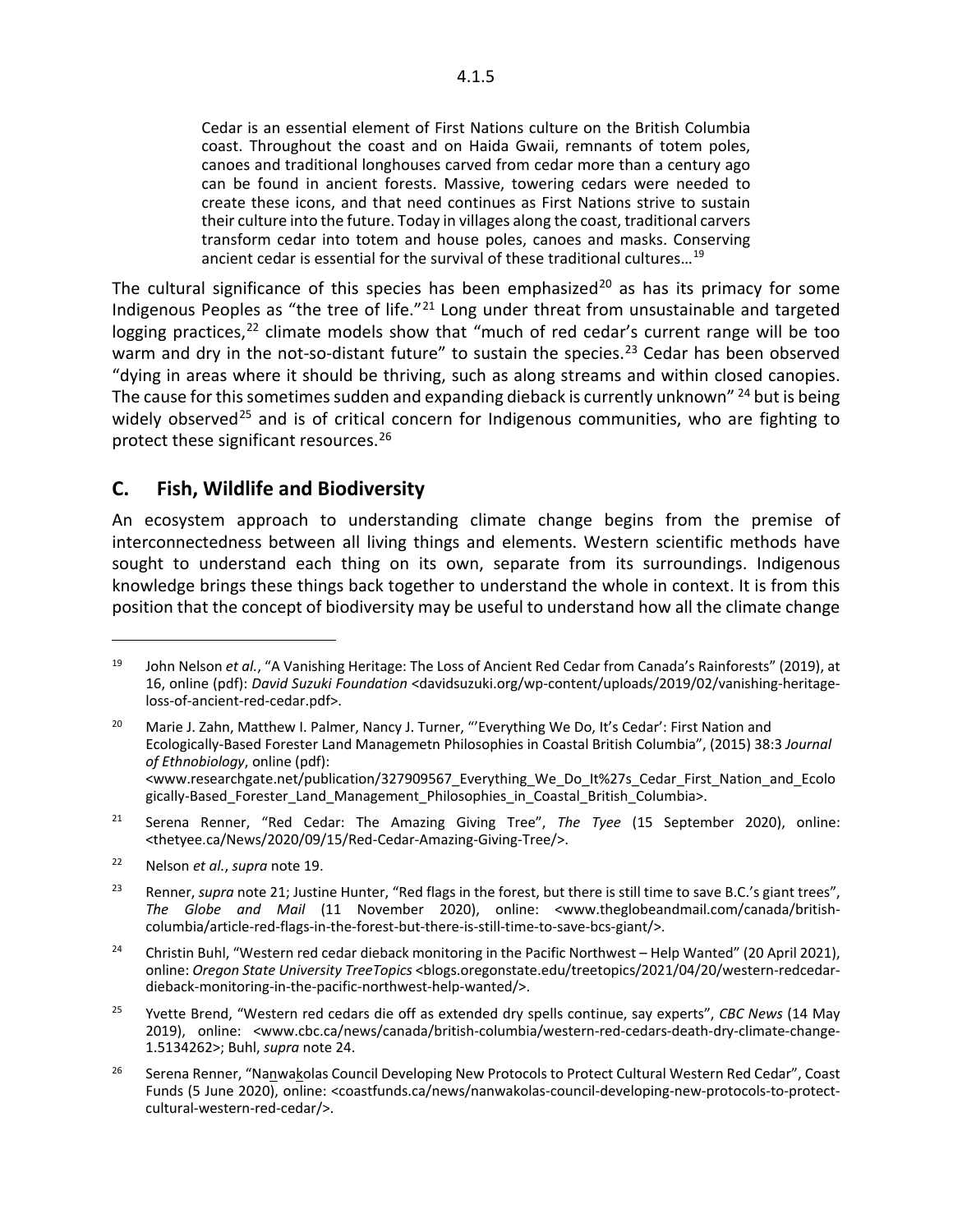> Cedar is an essential element of First Nations culture on the British Columbia coast. Throughout the coast and on Haida Gwaii, remnants of totem poles, canoes and traditional longhouses carved from cedar more than a century ago can be found in ancient forests. Massive, towering cedars were needed to create these icons, and that need continues as First Nations strive to sustain their culture into the future. Today in villages along the coast, traditional carvers transform cedar into totem and house poles, canoes and masks. Conserving ancient cedar is essential for the survival of these traditional cultures…[19]

The cultural significance of this species has been emphasized[20] as has its primacy for some Indigenous Peoples as "the tree of life."[21] Long under threat from unsustainable and targeted logging practices,[22] climate models show that "much of red cedar's current range will be too warm and dry in the not-so-distant future" to sustain the species.[23] Cedar has been observed "dying in areas where it should be thriving, such as along streams and within closed canopies. The cause for this sometimes sudden and expanding dieback is currently unknown" [24] but is being widely observed[25] and is of critical concern for Indigenous communities, who are fighting to protect these significant resources.[26]

## C. Fish, Wildlife and Biodiversity

An ecosystem approach to understanding climate change begins from the premise of interconnectedness between all living things and elements. Western scientific methods have sought to understand each thing on its own, separate from its surroundings. Indigenous knowledge brings these things back together to understand the whole in context. It is from this position that the concept of biodiversity may be useful to understand how all the climate change

---

[19] John Nelson *et al.*, "A Vanishing Heritage: The Loss of Ancient Red Cedar from Canada's Rainforests" (2019), at 16, online (pdf): *David Suzuki Foundation* <davidsuzuki.org/wp-content/uploads/2019/02/vanishing-heritage-loss-of-ancient-red-cedar.pdf>.

[20] Marie J. Zahn, Matthew I. Palmer, Nancy J. Turner, "'Everything We Do, It's Cedar': First Nation and Ecologically-Based Forester Land Managemetn Philosophies in Coastal British Columbia", (2015) 38:3 *Journal of Ethnobiology*, online (pdf): <www.researchgate.net/publication/327909567_Everything_We_Do_It%27s_Cedar_First_Nation_and_Ecologically-Based_Forester_Land_Management_Philosophies_in_Coastal_British_Columbia>.

[21] Serena Renner, "Red Cedar: The Amazing Giving Tree", *The Tyee* (15 September 2020), online: <thetyee.ca/News/2020/09/15/Red-Cedar-Amazing-Giving-Tree/>.

[22] Nelson *et al.*, *supra* note 19.

[23] Renner, *supra* note 21; Justine Hunter, "Red flags in the forest, but there is still time to save B.C.'s giant trees", *The Globe and Mail* (11 November 2020), online: <www.theglobeandmail.com/canada/british-columbia/article-red-flags-in-the-forest-but-there-is-still-time-to-save-bcs-giant/>.

[24] Christin Buhl, "Western red cedar dieback monitoring in the Pacific Northwest – Help Wanted" (20 April 2021), online: *Oregon State University TreeTopics* <blogs.oregonstate.edu/treetopics/2021/04/20/western-redcedar-dieback-monitoring-in-the-pacific-northwest-help-wanted/>.

[25] Yvette Brend, "Western red cedars die off as extended dry spells continue, say experts", *CBC News* (14 May 2019), online: <www.cbc.ca/news/canada/british-columbia/western-red-cedars-death-dry-climate-change-1.5134262>; Buhl, *supra* note 24.

[26] Serena Renner, "Na̱nwa̱kolas Council Developing New Protocols to Protect Cultural Western Red Cedar", Coast Funds (5 June 2020), online: <coastfunds.ca/news/nanwakolas-council-developing-new-protocols-to-protect-cultural-western-red-cedar/>.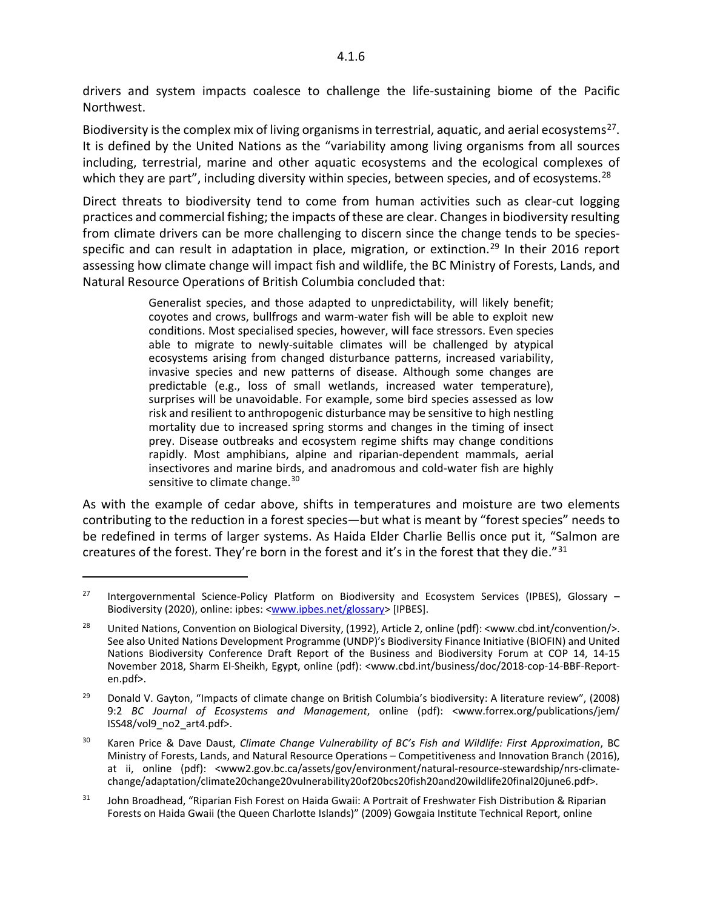drivers and system impacts coalesce to challenge the life-sustaining biome of the Pacific Northwest.

Biodiversity is the complex mix of living organisms in terrestrial, aquatic, and aerial ecosystems[27]. It is defined by the United Nations as the "variability among living organisms from all sources including, terrestrial, marine and other aquatic ecosystems and the ecological complexes of which they are part", including diversity within species, between species, and of ecosystems.[28]

Direct threats to biodiversity tend to come from human activities such as clear-cut logging practices and commercial fishing; the impacts of these are clear. Changes in biodiversity resulting from climate drivers can be more challenging to discern since the change tends to be species-specific and can result in adaptation in place, migration, or extinction.[29] In their 2016 report assessing how climate change will impact fish and wildlife, the BC Ministry of Forests, Lands, and Natural Resource Operations of British Columbia concluded that:

> Generalist species, and those adapted to unpredictability, will likely benefit; coyotes and crows, bullfrogs and warm-water fish will be able to exploit new conditions. Most specialised species, however, will face stressors. Even species able to migrate to newly-suitable climates will be challenged by atypical ecosystems arising from changed disturbance patterns, increased variability, invasive species and new patterns of disease. Although some changes are predictable (e.g., loss of small wetlands, increased water temperature), surprises will be unavoidable. For example, some bird species assessed as low risk and resilient to anthropogenic disturbance may be sensitive to high nestling mortality due to increased spring storms and changes in the timing of insect prey. Disease outbreaks and ecosystem regime shifts may change conditions rapidly. Most amphibians, alpine and riparian-dependent mammals, aerial insectivores and marine birds, and anadromous and cold-water fish are highly sensitive to climate change.[30]

As with the example of cedar above, shifts in temperatures and moisture are two elements contributing to the reduction in a forest species—but what is meant by "forest species" needs to be redefined in terms of larger systems. As Haida Elder Charlie Bellis once put it, "Salmon are creatures of the forest. They're born in the forest and it's in the forest that they die."[31]

---

[27] Intergovernmental Science-Policy Platform on Biodiversity and Ecosystem Services (IPBES), Glossary – Biodiversity (2020), online: ipbes: <www.ipbes.net/glossary> [IPBES].

[28] United Nations, Convention on Biological Diversity, (1992), Article 2, online (pdf): <www.cbd.int/convention/>. See also United Nations Development Programme (UNDP)'s Biodiversity Finance Initiative (BIOFIN) and United Nations Biodiversity Conference Draft Report of the Business and Biodiversity Forum at COP 14, 14-15 November 2018, Sharm El-Sheikh, Egypt, online (pdf): <www.cbd.int/business/doc/2018-cop-14-BBF-Report-en.pdf>.

[29] Donald V. Gayton, "Impacts of climate change on British Columbia's biodiversity: A literature review", (2008) 9:2 *BC Journal of Ecosystems and Management*, online (pdf): <www.forrex.org/publications/jem/ISS48/vol9_no2_art4.pdf>.

[30] Karen Price & Dave Daust, *Climate Change Vulnerability of BC's Fish and Wildlife: First Approximation*, BC Ministry of Forests, Lands, and Natural Resource Operations – Competitiveness and Innovation Branch (2016), at ii, online (pdf): <www2.gov.bc.ca/assets/gov/environment/natural-resource-stewardship/nrs-climate-change/adaptation/climate20change20vulnerability20of20bcs20fish20and20wildlife20final20june6.pdf>.

[31] John Broadhead, "Riparian Fish Forest on Haida Gwaii: A Portrait of Freshwater Fish Distribution & Riparian Forests on Haida Gwaii (the Queen Charlotte Islands)" (2009) Gowgaia Institute Technical Report, online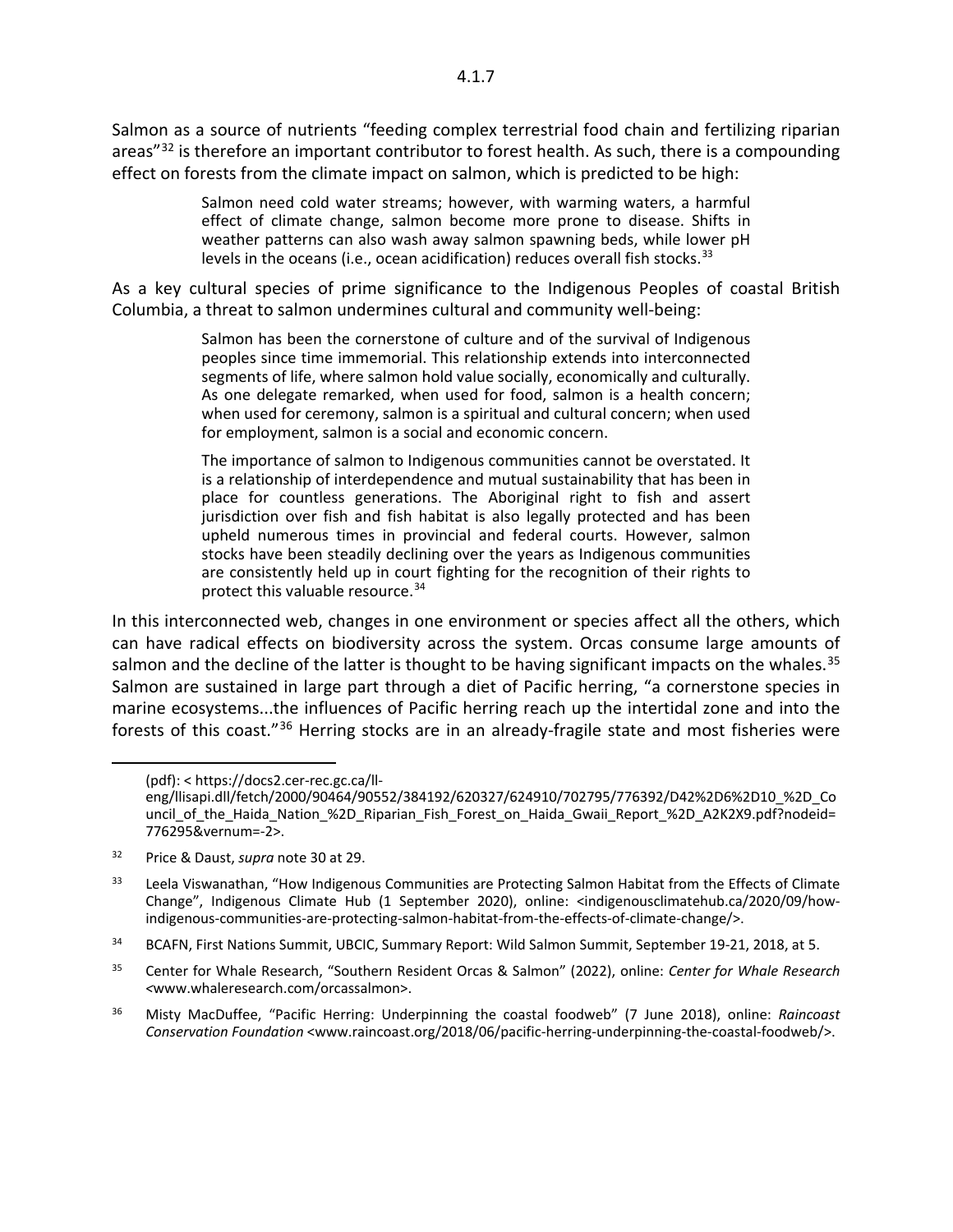Salmon as a source of nutrients "feeding complex terrestrial food chain and fertilizing riparian areas"[32] is therefore an important contributor to forest health. As such, there is a compounding effect on forests from the climate impact on salmon, which is predicted to be high:

> Salmon need cold water streams; however, with warming waters, a harmful effect of climate change, salmon become more prone to disease. Shifts in weather patterns can also wash away salmon spawning beds, while lower pH levels in the oceans (i.e., ocean acidification) reduces overall fish stocks.[33]

As a key cultural species of prime significance to the Indigenous Peoples of coastal British Columbia, a threat to salmon undermines cultural and community well-being:

> Salmon has been the cornerstone of culture and of the survival of Indigenous peoples since time immemorial. This relationship extends into interconnected segments of life, where salmon hold value socially, economically and culturally. As one delegate remarked, when used for food, salmon is a health concern; when used for ceremony, salmon is a spiritual and cultural concern; when used for employment, salmon is a social and economic concern.
>
> The importance of salmon to Indigenous communities cannot be overstated. It is a relationship of interdependence and mutual sustainability that has been in place for countless generations. The Aboriginal right to fish and assert jurisdiction over fish and fish habitat is also legally protected and has been upheld numerous times in provincial and federal courts. However, salmon stocks have been steadily declining over the years as Indigenous communities are consistently held up in court fighting for the recognition of their rights to protect this valuable resource.[34]

In this interconnected web, changes in one environment or species affect all the others, which can have radical effects on biodiversity across the system. Orcas consume large amounts of salmon and the decline of the latter is thought to be having significant impacts on the whales.[35] Salmon are sustained in large part through a diet of Pacific herring, "a cornerstone species in marine ecosystems...the influences of Pacific herring reach up the intertidal zone and into the forests of this coast."[36] Herring stocks are in an already-fragile state and most fisheries were

---

(pdf): < https://docs2.cer-rec.gc.ca/ll-eng/llisapi.dll/fetch/2000/90464/90552/384192/620327/624910/702795/776392/D42%2D6%2D10_%2D_Council_of_the_Haida_Nation_%2D_Riparian_Fish_Forest_on_Haida_Gwaii_Report_%2D_A2K2X9.pdf?nodeid=776295&vernum=-2>.

[32] Price & Daust, *supra* note 30 at 29.

[33] Leela Viswanathan, "How Indigenous Communities are Protecting Salmon Habitat from the Effects of Climate Change", Indigenous Climate Hub (1 September 2020), online: <indigenousclimatehub.ca/2020/09/how-indigenous-communities-are-protecting-salmon-habitat-from-the-effects-of-climate-change/>.

[34] BCAFN, First Nations Summit, UBCIC, Summary Report: Wild Salmon Summit, September 19-21, 2018, at 5.

[35] Center for Whale Research, "Southern Resident Orcas & Salmon" (2022), online: *Center for Whale Research* <www.whaleresearch.com/orcassalmon>.

[36] Misty MacDuffee, "Pacific Herring: Underpinning the coastal foodweb" (7 June 2018), online: *Raincoast Conservation Foundation* <www.raincoast.org/2018/06/pacific-herring-underpinning-the-coastal-foodweb/>.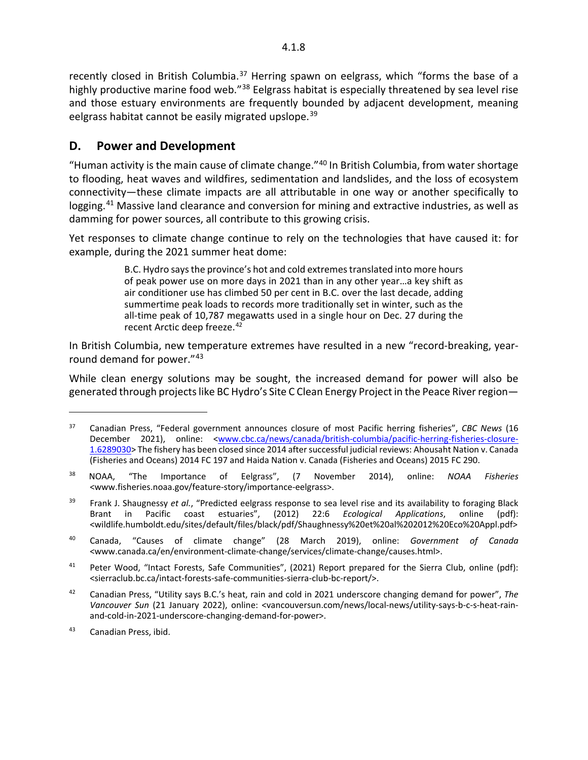recently closed in British Columbia.[37] Herring spawn on eelgrass, which "forms the base of a highly productive marine food web."[38] Eelgrass habitat is especially threatened by sea level rise and those estuary environments are frequently bounded by adjacent development, meaning eelgrass habitat cannot be easily migrated upslope.[39]

## D. Power and Development

"Human activity is the main cause of climate change."[40] In British Columbia, from water shortage to flooding, heat waves and wildfires, sedimentation and landslides, and the loss of ecosystem connectivity—these climate impacts are all attributable in one way or another specifically to logging.[41] Massive land clearance and conversion for mining and extractive industries, as well as damming for power sources, all contribute to this growing crisis.

Yet responses to climate change continue to rely on the technologies that have caused it: for example, during the 2021 summer heat dome:

> B.C. Hydro says the province's hot and cold extremes translated into more hours of peak power use on more days in 2021 than in any other year…a key shift as air conditioner use has climbed 50 per cent in B.C. over the last decade, adding summertime peak loads to records more traditionally set in winter, such as the all-time peak of 10,787 megawatts used in a single hour on Dec. 27 during the recent Arctic deep freeze.[42]

In British Columbia, new temperature extremes have resulted in a new "record-breaking, year-round demand for power."[43]

While clean energy solutions may be sought, the increased demand for power will also be generated through projects like BC Hydro's Site C Clean Energy Project in the Peace River region—

---

[37] Canadian Press, "Federal government announces closure of most Pacific herring fisheries", *CBC News* (16 December 2021), online: <www.cbc.ca/news/canada/british-columbia/pacific-herring-fisheries-closure-1.6289030> The fishery has been closed since 2014 after successful judicial reviews: Ahousaht Nation v. Canada (Fisheries and Oceans) 2014 FC 197 and Haida Nation v. Canada (Fisheries and Oceans) 2015 FC 290.

[38] NOAA, "The Importance of Eelgrass", (7 November 2014), online: *NOAA Fisheries* <www.fisheries.noaa.gov/feature-story/importance-eelgrass>.

[39] Frank J. Shaugnessy *et al.*, "Predicted eelgrass response to sea level rise and its availability to foraging Black Brant in Pacific coast estuaries", (2012) 22:6 *Ecological Applications*, online (pdf): <wildlife.humboldt.edu/sites/default/files/black/pdf/Shaughnessy%20et%20al%202012%20Eco%20Appl.pdf>

[40] Canada, "Causes of climate change" (28 March 2019), online: *Government of Canada* <www.canada.ca/en/environment-climate-change/services/climate-change/causes.html>.

[41] Peter Wood, "Intact Forests, Safe Communities", (2021) Report prepared for the Sierra Club, online (pdf): <sierraclub.bc.ca/intact-forests-safe-communities-sierra-club-bc-report/>.

[42] Canadian Press, "Utility says B.C.'s heat, rain and cold in 2021 underscore changing demand for power", *The Vancouver Sun* (21 January 2022), online: <vancouversun.com/news/local-news/utility-says-b-c-s-heat-rain-and-cold-in-2021-underscore-changing-demand-for-power>.

[43] Canadian Press, ibid.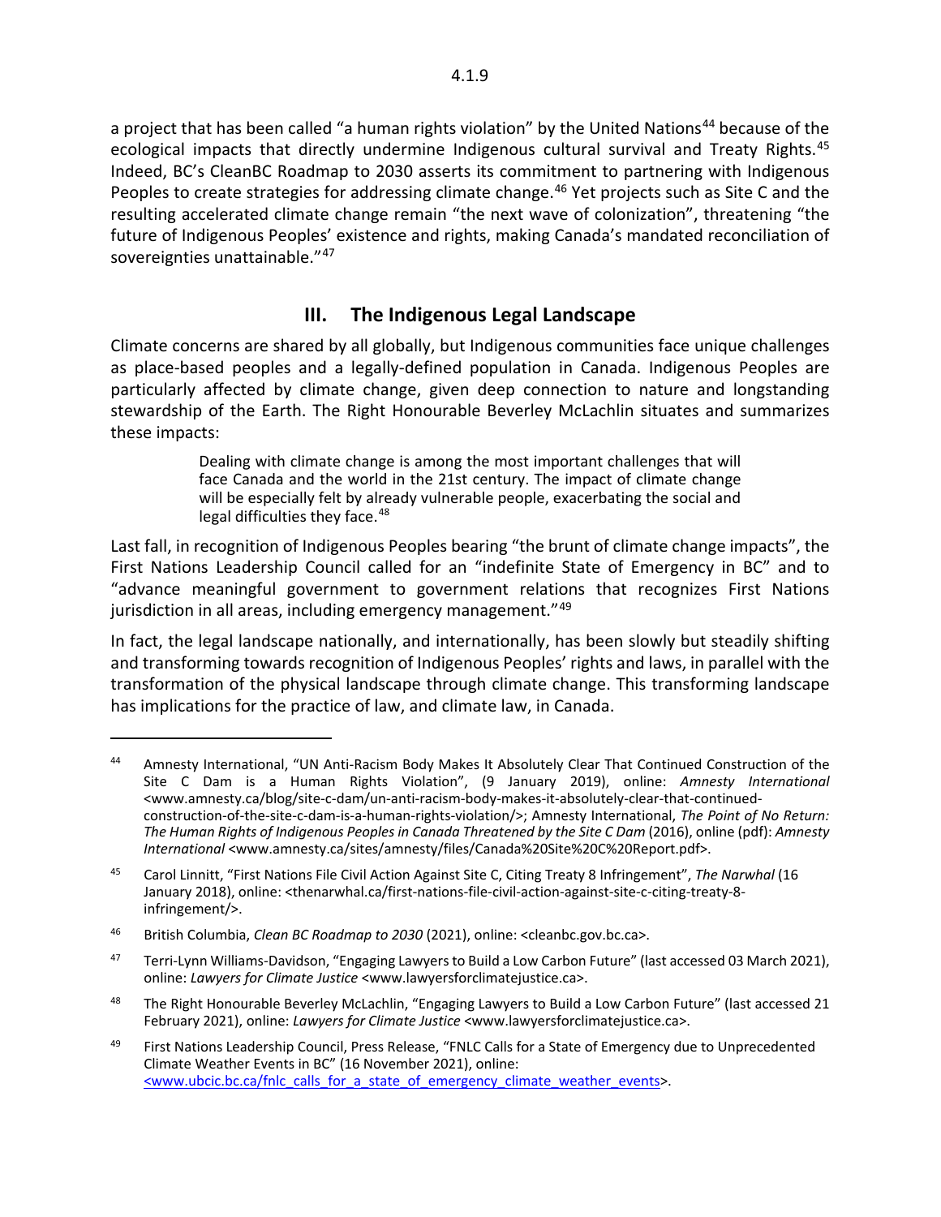a project that has been called "a human rights violation" by the United Nations[44] because of the ecological impacts that directly undermine Indigenous cultural survival and Treaty Rights.[45] Indeed, BC's CleanBC Roadmap to 2030 asserts its commitment to partnering with Indigenous Peoples to create strategies for addressing climate change.[46] Yet projects such as Site C and the resulting accelerated climate change remain "the next wave of colonization", threatening "the future of Indigenous Peoples' existence and rights, making Canada's mandated reconciliation of sovereignties unattainable."[47]

## III. The Indigenous Legal Landscape

Climate concerns are shared by all globally, but Indigenous communities face unique challenges as place-based peoples and a legally-defined population in Canada. Indigenous Peoples are particularly affected by climate change, given deep connection to nature and longstanding stewardship of the Earth. The Right Honourable Beverley McLachlin situates and summarizes these impacts:

> Dealing with climate change is among the most important challenges that will face Canada and the world in the 21st century. The impact of climate change will be especially felt by already vulnerable people, exacerbating the social and legal difficulties they face.[48]

Last fall, in recognition of Indigenous Peoples bearing "the brunt of climate change impacts", the First Nations Leadership Council called for an "indefinite State of Emergency in BC" and to "advance meaningful government to government relations that recognizes First Nations jurisdiction in all areas, including emergency management."[49]

In fact, the legal landscape nationally, and internationally, has been slowly but steadily shifting and transforming towards recognition of Indigenous Peoples' rights and laws, in parallel with the transformation of the physical landscape through climate change. This transforming landscape has implications for the practice of law, and climate law, in Canada.

---

[44] Amnesty International, "UN Anti-Racism Body Makes It Absolutely Clear That Continued Construction of the Site C Dam is a Human Rights Violation", (9 January 2019), online: *Amnesty International* <www.amnesty.ca/blog/site-c-dam/un-anti-racism-body-makes-it-absolutely-clear-that-continued-construction-of-the-site-c-dam-is-a-human-rights-violation/>; Amnesty International, *The Point of No Return: The Human Rights of Indigenous Peoples in Canada Threatened by the Site C Dam* (2016), online (pdf): *Amnesty International* <www.amnesty.ca/sites/amnesty/files/Canada%20Site%20C%20Report.pdf>.

[45] Carol Linnitt, "First Nations File Civil Action Against Site C, Citing Treaty 8 Infringement", *The Narwhal* (16 January 2018), online: <thenarwhal.ca/first-nations-file-civil-action-against-site-c-citing-treaty-8-infringement/>.

[46] British Columbia, *Clean BC Roadmap to 2030* (2021), online: <cleanbc.gov.bc.ca>.

[47] Terri-Lynn Williams-Davidson, "Engaging Lawyers to Build a Low Carbon Future" (last accessed 03 March 2021), online: *Lawyers for Climate Justice* <www.lawyersforclimatejustice.ca>.

[48] The Right Honourable Beverley McLachlin, "Engaging Lawyers to Build a Low Carbon Future" (last accessed 21 February 2021), online: *Lawyers for Climate Justice* <www.lawyersforclimatejustice.ca>.

[49] First Nations Leadership Council, Press Release, "FNLC Calls for a State of Emergency due to Unprecedented Climate Weather Events in BC" (16 November 2021), online: <www.ubcic.bc.ca/fnlc_calls_for_a_state_of_emergency_climate_weather_events>.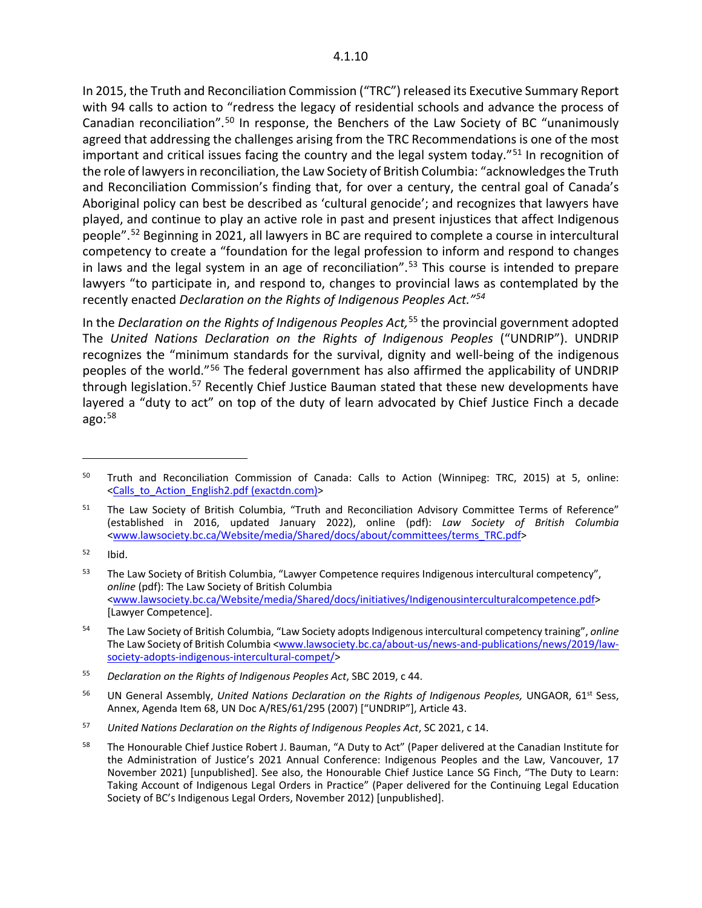In 2015, the Truth and Reconciliation Commission ("TRC") released its Executive Summary Report with 94 calls to action to "redress the legacy of residential schools and advance the process of Canadian reconciliation".[50] In response, the Benchers of the Law Society of BC "unanimously agreed that addressing the challenges arising from the TRC Recommendations is one of the most important and critical issues facing the country and the legal system today."[51] In recognition of the role of lawyers in reconciliation, the Law Society of British Columbia: "acknowledges the Truth and Reconciliation Commission's finding that, for over a century, the central goal of Canada's Aboriginal policy can best be described as 'cultural genocide'; and recognizes that lawyers have played, and continue to play an active role in past and present injustices that affect Indigenous people".[52] Beginning in 2021, all lawyers in BC are required to complete a course in intercultural competency to create a "foundation for the legal profession to inform and respond to changes in laws and the legal system in an age of reconciliation".[53] This course is intended to prepare lawyers "to participate in, and respond to, changes to provincial laws as contemplated by the recently enacted *Declaration on the Rights of Indigenous Peoples Act."*[54]

In the *Declaration on the Rights of Indigenous Peoples Act,*[55] the provincial government adopted The *United Nations Declaration on the Rights of Indigenous Peoples* ("UNDRIP"). UNDRIP recognizes the "minimum standards for the survival, dignity and well-being of the indigenous peoples of the world."[56] The federal government has also affirmed the applicability of UNDRIP through legislation.[57] Recently Chief Justice Bauman stated that these new developments have layered a "duty to act" on top of the duty of learn advocated by Chief Justice Finch a decade ago:[58]

---

[50] Truth and Reconciliation Commission of Canada: Calls to Action (Winnipeg: TRC, 2015) at 5, online: <Calls_to_Action_English2.pdf (exactdn.com)>

[51] The Law Society of British Columbia, "Truth and Reconciliation Advisory Committee Terms of Reference" (established in 2016, updated January 2022), online (pdf): *Law Society of British Columbia* <www.lawsociety.bc.ca/Website/media/Shared/docs/about/committees/terms_TRC.pdf>

[52] Ibid.

[53] The Law Society of British Columbia, "Lawyer Competence requires Indigenous intercultural competency", *online* (pdf): The Law Society of British Columbia <www.lawsociety.bc.ca/Website/media/Shared/docs/initiatives/Indigenousinterculturalcompetence.pdf> [Lawyer Competence].

[54] The Law Society of British Columbia, "Law Society adopts Indigenous intercultural competency training", *online* The Law Society of British Columbia <www.lawsociety.bc.ca/about-us/news-and-publications/news/2019/law-society-adopts-indigenous-intercultural-compet/>

[55] *Declaration on the Rights of Indigenous Peoples Act*, SBC 2019, c 44.

[56] UN General Assembly, *United Nations Declaration on the Rights of Indigenous Peoples,* UNGAOR, 61st Sess, Annex, Agenda Item 68, UN Doc A/RES/61/295 (2007) ["UNDRIP"], Article 43.

[57] *United Nations Declaration on the Rights of Indigenous Peoples Act*, SC 2021, c 14.

[58] The Honourable Chief Justice Robert J. Bauman, "A Duty to Act" (Paper delivered at the Canadian Institute for the Administration of Justice's 2021 Annual Conference: Indigenous Peoples and the Law, Vancouver, 17 November 2021) [unpublished]. See also, the Honourable Chief Justice Lance SG Finch, "The Duty to Learn: Taking Account of Indigenous Legal Orders in Practice" (Paper delivered for the Continuing Legal Education Society of BC's Indigenous Legal Orders, November 2012) [unpublished].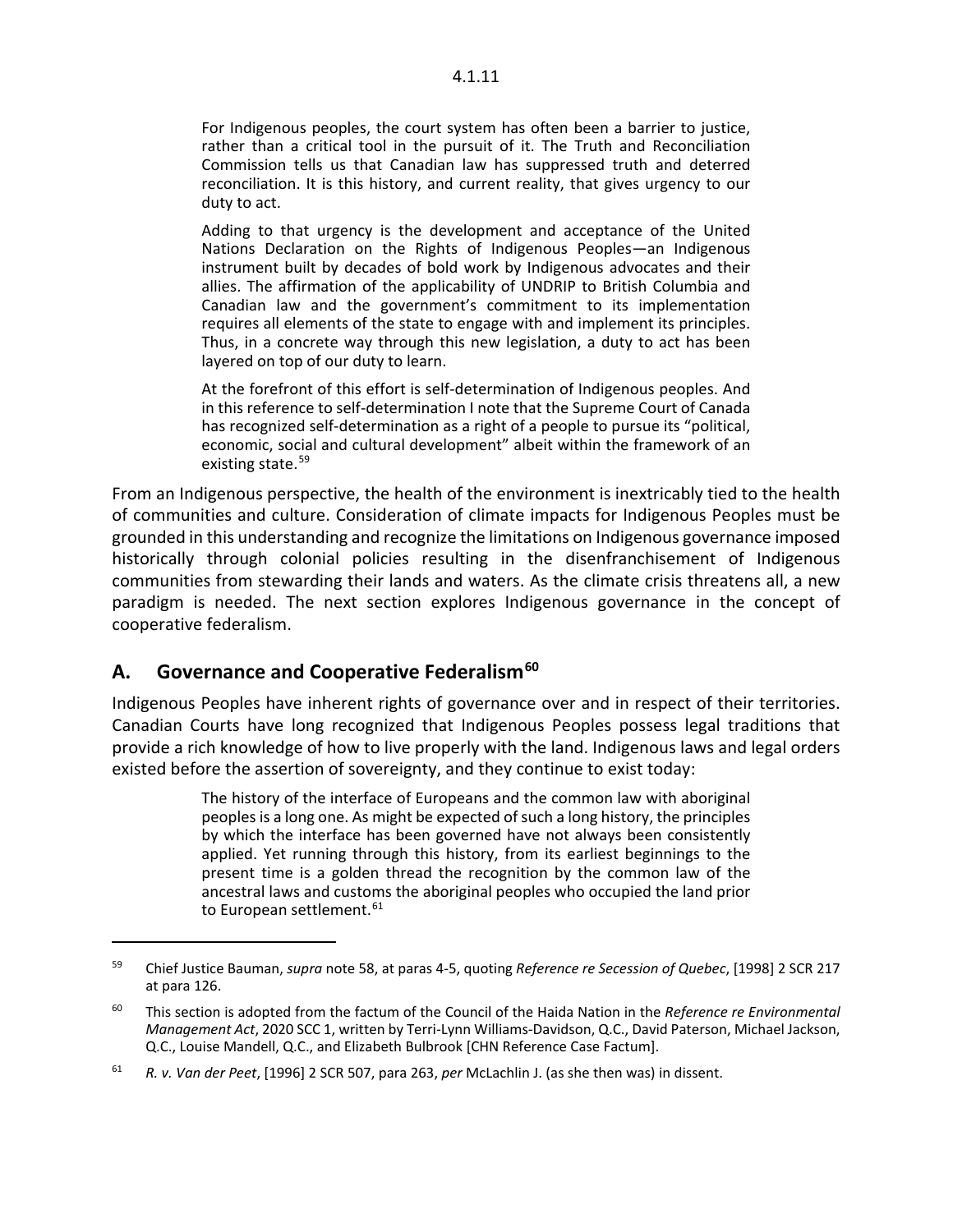> For Indigenous peoples, the court system has often been a barrier to justice, rather than a critical tool in the pursuit of it. The Truth and Reconciliation Commission tells us that Canadian law has suppressed truth and deterred reconciliation. It is this history, and current reality, that gives urgency to our duty to act.
>
> Adding to that urgency is the development and acceptance of the United Nations Declaration on the Rights of Indigenous Peoples—an Indigenous instrument built by decades of bold work by Indigenous advocates and their allies. The affirmation of the applicability of UNDRIP to British Columbia and Canadian law and the government's commitment to its implementation requires all elements of the state to engage with and implement its principles. Thus, in a concrete way through this new legislation, a duty to act has been layered on top of our duty to learn.
>
> At the forefront of this effort is self-determination of Indigenous peoples. And in this reference to self-determination I note that the Supreme Court of Canada has recognized self-determination as a right of a people to pursue its "political, economic, social and cultural development" albeit within the framework of an existing state.[59]

From an Indigenous perspective, the health of the environment is inextricably tied to the health of communities and culture. Consideration of climate impacts for Indigenous Peoples must be grounded in this understanding and recognize the limitations on Indigenous governance imposed historically through colonial policies resulting in the disenfranchisement of Indigenous communities from stewarding their lands and waters. As the climate crisis threatens all, a new paradigm is needed. The next section explores Indigenous governance in the concept of cooperative federalism.

## A. Governance and Cooperative Federalism[60]

Indigenous Peoples have inherent rights of governance over and in respect of their territories. Canadian Courts have long recognized that Indigenous Peoples possess legal traditions that provide a rich knowledge of how to live properly with the land. Indigenous laws and legal orders existed before the assertion of sovereignty, and they continue to exist today:

> The history of the interface of Europeans and the common law with aboriginal peoples is a long one. As might be expected of such a long history, the principles by which the interface has been governed have not always been consistently applied. Yet running through this history, from its earliest beginnings to the present time is a golden thread the recognition by the common law of the ancestral laws and customs the aboriginal peoples who occupied the land prior to European settlement.[61]

---

[59] Chief Justice Bauman, *supra* note 58, at paras 4-5, quoting *Reference re Secession of Quebec*, [1998] 2 SCR 217 at para 126.

[60] This section is adopted from the factum of the Council of the Haida Nation in the *Reference re Environmental Management Act*, 2020 SCC 1, written by Terri-Lynn Williams-Davidson, Q.C., David Paterson, Michael Jackson, Q.C., Louise Mandell, Q.C., and Elizabeth Bulbrook [CHN Reference Case Factum].

[61] *R. v. Van der Peet*, [1996] 2 SCR 507, para 263, *per* McLachlin J. (as she then was) in dissent.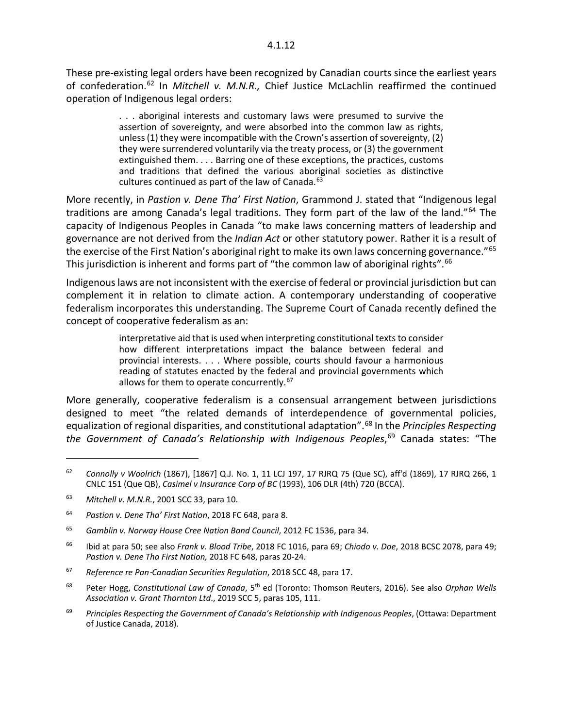These pre-existing legal orders have been recognized by Canadian courts since the earliest years of confederation.[62] In *Mitchell v. M.N.R.,* Chief Justice McLachlin reaffirmed the continued operation of Indigenous legal orders:

> . . . aboriginal interests and customary laws were presumed to survive the assertion of sovereignty, and were absorbed into the common law as rights, unless (1) they were incompatible with the Crown's assertion of sovereignty, (2) they were surrendered voluntarily via the treaty process, or (3) the government extinguished them. . . . Barring one of these exceptions, the practices, customs and traditions that defined the various aboriginal societies as distinctive cultures continued as part of the law of Canada.[63]

More recently, in *Pastion v. Dene Tha' First Nation*, Grammond J. stated that "Indigenous legal traditions are among Canada's legal traditions. They form part of the law of the land."[64] The capacity of Indigenous Peoples in Canada "to make laws concerning matters of leadership and governance are not derived from the *Indian Act* or other statutory power. Rather it is a result of the exercise of the First Nation's aboriginal right to make its own laws concerning governance."[65] This jurisdiction is inherent and forms part of "the common law of aboriginal rights".[66]

Indigenous laws are not inconsistent with the exercise of federal or provincial jurisdiction but can complement it in relation to climate action. A contemporary understanding of cooperative federalism incorporates this understanding. The Supreme Court of Canada recently defined the concept of cooperative federalism as an:

> interpretative aid that is used when interpreting constitutional texts to consider how different interpretations impact the balance between federal and provincial interests. . . . Where possible, courts should favour a harmonious reading of statutes enacted by the federal and provincial governments which allows for them to operate concurrently.[67]

More generally, cooperative federalism is a consensual arrangement between jurisdictions designed to meet "the related demands of interdependence of governmental policies, equalization of regional disparities, and constitutional adaptation".[68] In the *Principles Respecting the Government of Canada's Relationship with Indigenous Peoples*,[69] Canada states: "The

---

[62] *Connolly v Woolrich* (1867), [1867] Q.J. No. 1, 11 LCJ 197, 17 RJRQ 75 (Que SC), aff'd (1869), 17 RJRQ 266, 1 CNLC 151 (Que QB), *Casimel v Insurance Corp of BC* (1993), 106 DLR (4th) 720 (BCCA).

[63] *Mitchell v. M.N.R.*, 2001 SCC 33, para 10.

[64] *Pastion v. Dene Tha' First Nation*, 2018 FC 648, para 8.

[65] *Gamblin v. Norway House Cree Nation Band Council*, 2012 FC 1536, para 34.

[66] Ibid at para 50; see also *Frank v. Blood Tribe*, 2018 FC 1016, para 69; *Chiodo v. Doe*, 2018 BCSC 2078, para 49; *Pastion v. Dene Tha First Nation,* 2018 FC 648, paras 20-24.

[67] *Reference re Pan-Canadian Securities Regulation*, 2018 SCC 48, para 17.

[68] Peter Hogg, *Constitutional Law of Canada*, 5th ed (Toronto: Thomson Reuters, 2016). See also *Orphan Wells Association v. Grant Thornton Ltd*., 2019 SCC 5, paras 105, 111.

[69] *Principles Respecting the Government of Canada's Relationship with Indigenous Peoples*, (Ottawa: Department of Justice Canada, 2018).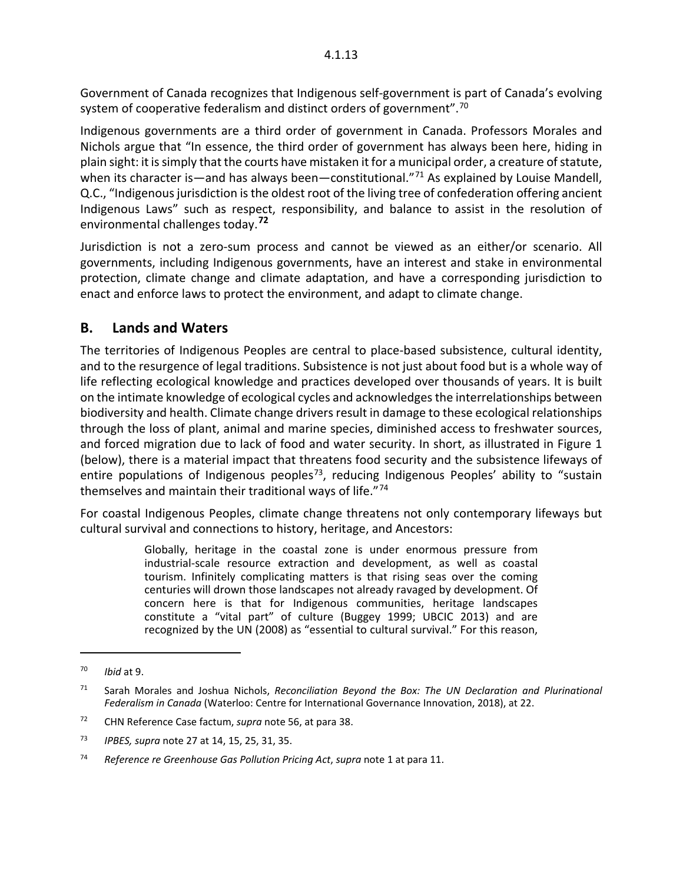Government of Canada recognizes that Indigenous self-government is part of Canada's evolving system of cooperative federalism and distinct orders of government".[70]

Indigenous governments are a third order of government in Canada. Professors Morales and Nichols argue that "In essence, the third order of government has always been here, hiding in plain sight: it is simply that the courts have mistaken it for a municipal order, a creature of statute, when its character is—and has always been—constitutional."[71] As explained by Louise Mandell, Q.C., "Indigenous jurisdiction is the oldest root of the living tree of confederation offering ancient Indigenous Laws" such as respect, responsibility, and balance to assist in the resolution of environmental challenges today.[72]

Jurisdiction is not a zero-sum process and cannot be viewed as an either/or scenario. All governments, including Indigenous governments, have an interest and stake in environmental protection, climate change and climate adaptation, and have a corresponding jurisdiction to enact and enforce laws to protect the environment, and adapt to climate change.

## B. Lands and Waters

The territories of Indigenous Peoples are central to place-based subsistence, cultural identity, and to the resurgence of legal traditions. Subsistence is not just about food but is a whole way of life reflecting ecological knowledge and practices developed over thousands of years. It is built on the intimate knowledge of ecological cycles and acknowledges the interrelationships between biodiversity and health. Climate change drivers result in damage to these ecological relationships through the loss of plant, animal and marine species, diminished access to freshwater sources, and forced migration due to lack of food and water security. In short, as illustrated in Figure 1 (below), there is a material impact that threatens food security and the subsistence lifeways of entire populations of Indigenous peoples[73], reducing Indigenous Peoples' ability to "sustain themselves and maintain their traditional ways of life."[74]

For coastal Indigenous Peoples, climate change threatens not only contemporary lifeways but cultural survival and connections to history, heritage, and Ancestors:

> Globally, heritage in the coastal zone is under enormous pressure from industrial-scale resource extraction and development, as well as coastal tourism. Infinitely complicating matters is that rising seas over the coming centuries will drown those landscapes not already ravaged by development. Of concern here is that for Indigenous communities, heritage landscapes constitute a "vital part" of culture (Buggey 1999; UBCIC 2013) and are recognized by the UN (2008) as "essential to cultural survival." For this reason,

---

[70] *Ibid* at 9.

[71] Sarah Morales and Joshua Nichols, *Reconciliation Beyond the Box: The UN Declaration and Plurinational Federalism in Canada* (Waterloo: Centre for International Governance Innovation, 2018), at 22.

[72] CHN Reference Case factum, *supra* note 56, at para 38.

[73] *IPBES, supra* note 27 at 14, 15, 25, 31, 35.

[74] *Reference re Greenhouse Gas Pollution Pricing Act*, *supra* note 1 at para 11.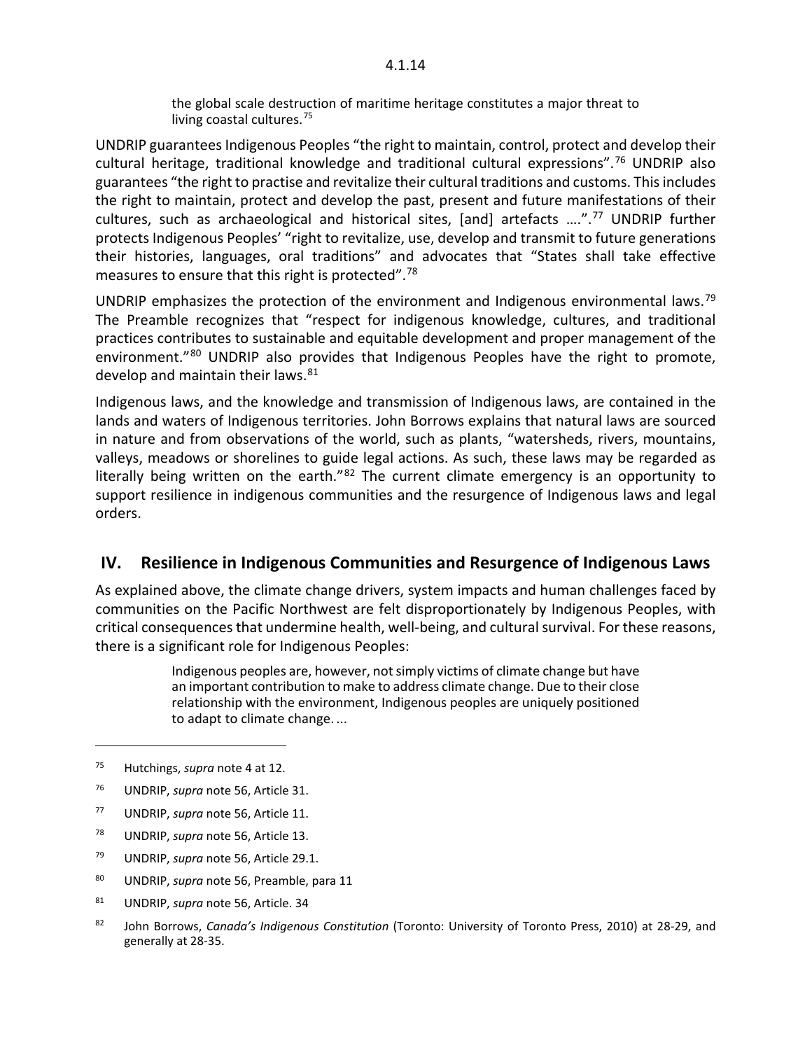> the global scale destruction of maritime heritage constitutes a major threat to living coastal cultures.[75]

UNDRIP guarantees Indigenous Peoples "the right to maintain, control, protect and develop their cultural heritage, traditional knowledge and traditional cultural expressions".[76] UNDRIP also guarantees "the right to practise and revitalize their cultural traditions and customs. This includes the right to maintain, protect and develop the past, present and future manifestations of their cultures, such as archaeological and historical sites, [and] artefacts ....".[77] UNDRIP further protects Indigenous Peoples' "right to revitalize, use, develop and transmit to future generations their histories, languages, oral traditions" and advocates that "States shall take effective measures to ensure that this right is protected".[78]

UNDRIP emphasizes the protection of the environment and Indigenous environmental laws.[79] The Preamble recognizes that "respect for indigenous knowledge, cultures, and traditional practices contributes to sustainable and equitable development and proper management of the environment."[80] UNDRIP also provides that Indigenous Peoples have the right to promote, develop and maintain their laws.[81]

Indigenous laws, and the knowledge and transmission of Indigenous laws, are contained in the lands and waters of Indigenous territories. John Borrows explains that natural laws are sourced in nature and from observations of the world, such as plants, "watersheds, rivers, mountains, valleys, meadows or shorelines to guide legal actions. As such, these laws may be regarded as literally being written on the earth."[82] The current climate emergency is an opportunity to support resilience in indigenous communities and the resurgence of Indigenous laws and legal orders.

## IV. Resilience in Indigenous Communities and Resurgence of Indigenous Laws

As explained above, the climate change drivers, system impacts and human challenges faced by communities on the Pacific Northwest are felt disproportionately by Indigenous Peoples, with critical consequences that undermine health, well-being, and cultural survival. For these reasons, there is a significant role for Indigenous Peoples:

> Indigenous peoples are, however, not simply victims of climate change but have an important contribution to make to address climate change. Due to their close relationship with the environment, Indigenous peoples are uniquely positioned to adapt to climate change. ...

---

[75] Hutchings, *supra* note 4 at 12.

[76] UNDRIP, *supra* note 56, Article 31.

[77] UNDRIP, *supra* note 56, Article 11.

[78] UNDRIP, *supra* note 56, Article 13.

[79] UNDRIP, *supra* note 56, Article 29.1.

[80] UNDRIP, *supra* note 56, Preamble, para 11

[81] UNDRIP, *supra* note 56, Article. 34

[82] John Borrows, *Canada's Indigenous Constitution* (Toronto: University of Toronto Press, 2010) at 28-29, and generally at 28-35.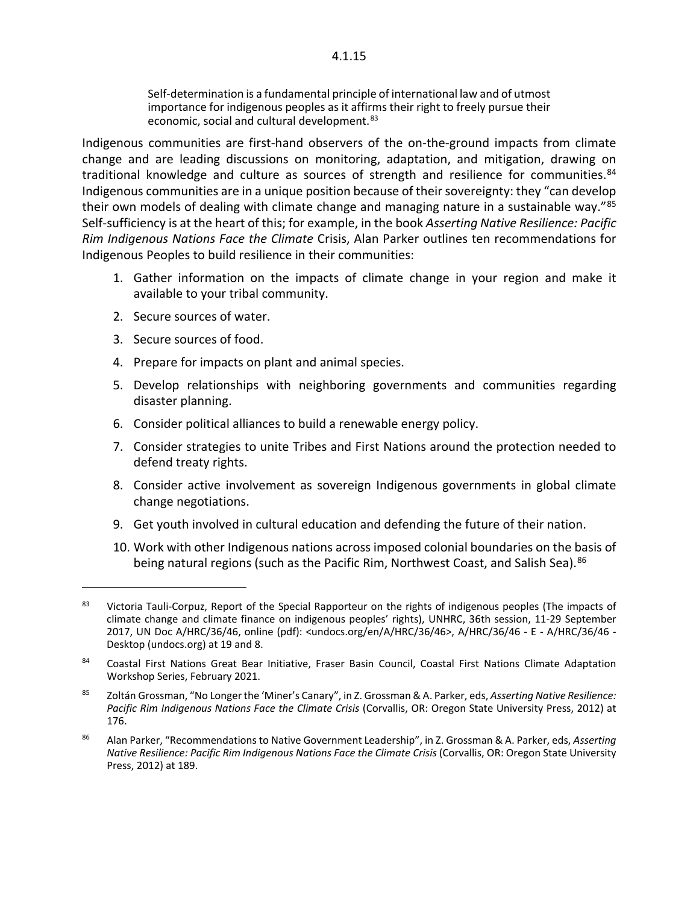> Self-determination is a fundamental principle of international law and of utmost importance for indigenous peoples as it affirms their right to freely pursue their economic, social and cultural development.[83]

Indigenous communities are first-hand observers of the on-the-ground impacts from climate change and are leading discussions on monitoring, adaptation, and mitigation, drawing on traditional knowledge and culture as sources of strength and resilience for communities.[84] Indigenous communities are in a unique position because of their sovereignty: they "can develop their own models of dealing with climate change and managing nature in a sustainable way."[85] Self-sufficiency is at the heart of this; for example, in the book *Asserting Native Resilience: Pacific Rim Indigenous Nations Face the Climate* Crisis, Alan Parker outlines ten recommendations for Indigenous Peoples to build resilience in their communities:

1. Gather information on the impacts of climate change in your region and make it available to your tribal community.
2. Secure sources of water.
3. Secure sources of food.
4. Prepare for impacts on plant and animal species.
5. Develop relationships with neighboring governments and communities regarding disaster planning.
6. Consider political alliances to build a renewable energy policy.
7. Consider strategies to unite Tribes and First Nations around the protection needed to defend treaty rights.
8. Consider active involvement as sovereign Indigenous governments in global climate change negotiations.
9. Get youth involved in cultural education and defending the future of their nation.
10. Work with other Indigenous nations across imposed colonial boundaries on the basis of being natural regions (such as the Pacific Rim, Northwest Coast, and Salish Sea).[86]

---

[83] Victoria Tauli-Corpuz, Report of the Special Rapporteur on the rights of indigenous peoples (The impacts of climate change and climate finance on indigenous peoples' rights), UNHRC, 36th session, 11-29 September 2017, UN Doc A/HRC/36/46, online (pdf): <undocs.org/en/A/HRC/36/46>, A/HRC/36/46 - E - A/HRC/36/46 - Desktop (undocs.org) at 19 and 8.

[84] Coastal First Nations Great Bear Initiative, Fraser Basin Council, Coastal First Nations Climate Adaptation Workshop Series, February 2021.

[85] Zoltán Grossman, "No Longer the 'Miner's Canary", in Z. Grossman & A. Parker, eds, *Asserting Native Resilience: Pacific Rim Indigenous Nations Face the Climate Crisis* (Corvallis, OR: Oregon State University Press, 2012) at 176.

[86] Alan Parker, "Recommendations to Native Government Leadership", in Z. Grossman & A. Parker, eds, *Asserting Native Resilience: Pacific Rim Indigenous Nations Face the Climate Crisis* (Corvallis, OR: Oregon State University Press, 2012) at 189.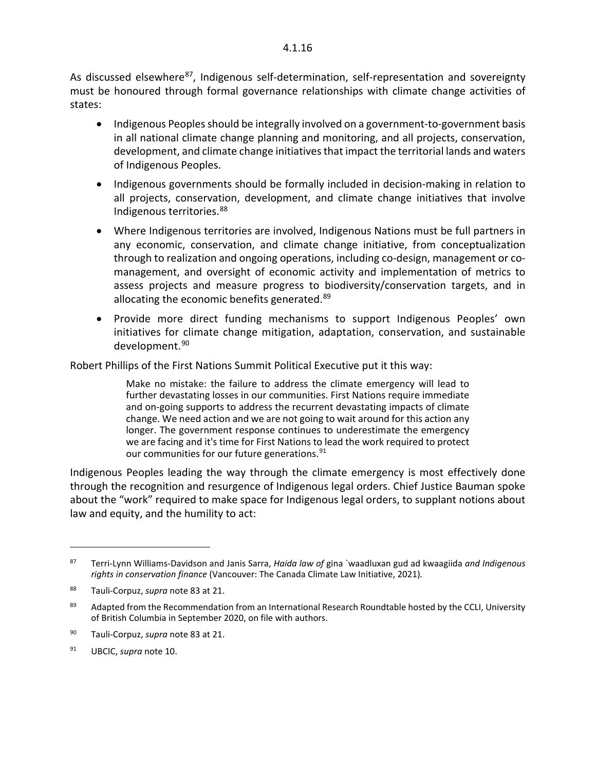As discussed elsewhere[87], Indigenous self-determination, self-representation and sovereignty must be honoured through formal governance relationships with climate change activities of states:

- Indigenous Peoples should be integrally involved on a government-to-government basis in all national climate change planning and monitoring, and all projects, conservation, development, and climate change initiatives that impact the territorial lands and waters of Indigenous Peoples.
- Indigenous governments should be formally included in decision-making in relation to all projects, conservation, development, and climate change initiatives that involve Indigenous territories.[88]
- Where Indigenous territories are involved, Indigenous Nations must be full partners in any economic, conservation, and climate change initiative, from conceptualization through to realization and ongoing operations, including co-design, management or co-management, and oversight of economic activity and implementation of metrics to assess projects and measure progress to biodiversity/conservation targets, and in allocating the economic benefits generated.[89]
- Provide more direct funding mechanisms to support Indigenous Peoples' own initiatives for climate change mitigation, adaptation, conservation, and sustainable development.[90]

Robert Phillips of the First Nations Summit Political Executive put it this way:

> Make no mistake: the failure to address the climate emergency will lead to further devastating losses in our communities. First Nations require immediate and on-going supports to address the recurrent devastating impacts of climate change. We need action and we are not going to wait around for this action any longer. The government response continues to underestimate the emergency we are facing and it's time for First Nations to lead the work required to protect our communities for our future generations.[91]

Indigenous Peoples leading the way through the climate emergency is most effectively done through the recognition and resurgence of Indigenous legal orders. Chief Justice Bauman spoke about the "work" required to make space for Indigenous legal orders, to supplant notions about law and equity, and the humility to act:

---

[87] Terri-Lynn Williams-Davidson and Janis Sarra, *Haida law of* gina `waadluxan gud ad kwaagiida *and Indigenous rights in conservation finance* (Vancouver: The Canada Climate Law Initiative, 2021).

[88] Tauli-Corpuz, *supra* note 83 at 21.

[89] Adapted from the Recommendation from an International Research Roundtable hosted by the CCLI, University of British Columbia in September 2020, on file with authors.

[90] Tauli-Corpuz, *supra* note 83 at 21.

[91] UBCIC, *supra* note 10.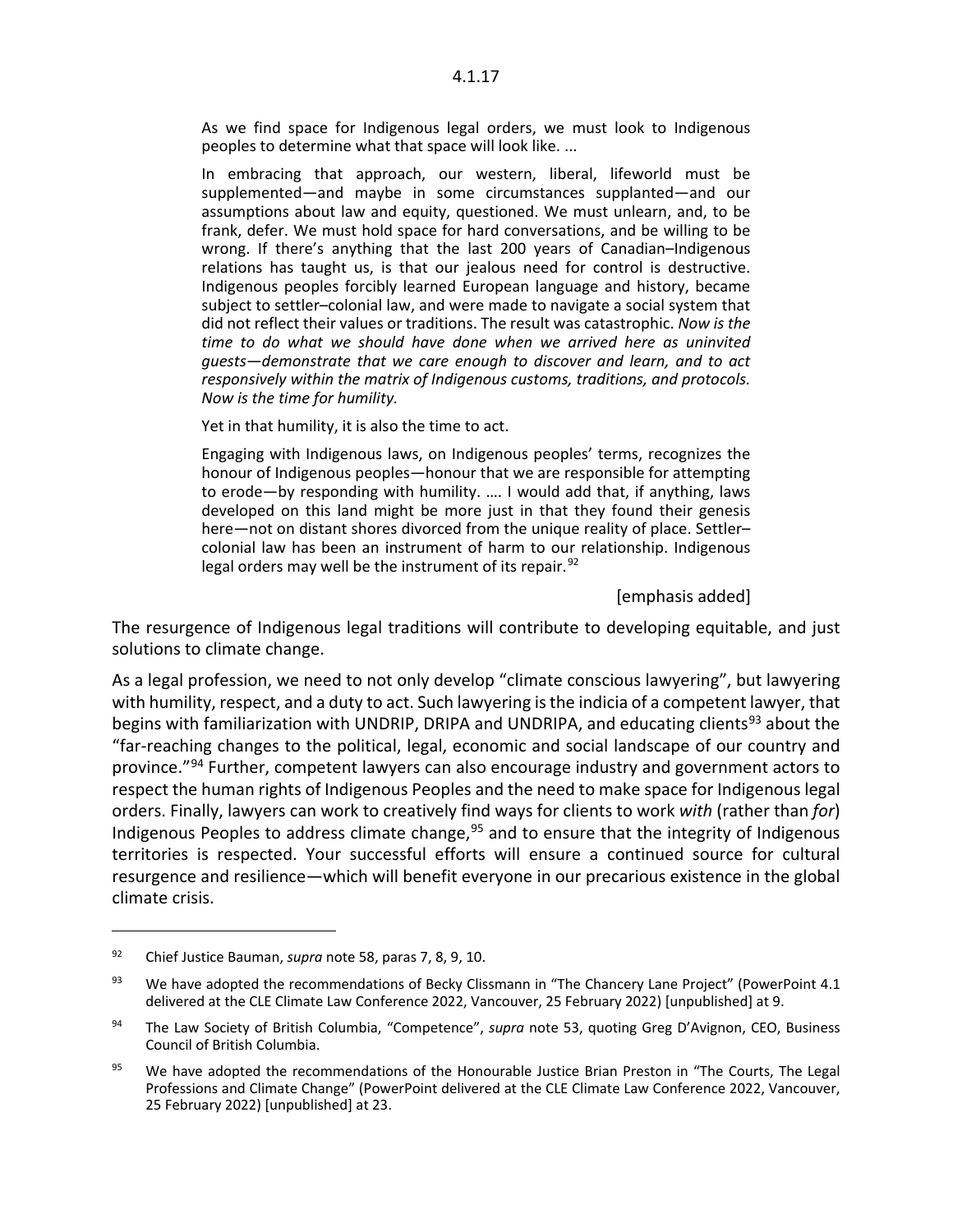> As we find space for Indigenous legal orders, we must look to Indigenous peoples to determine what that space will look like. ...
>
> In embracing that approach, our western, liberal, lifeworld must be supplemented—and maybe in some circumstances supplanted—and our assumptions about law and equity, questioned. We must unlearn, and, to be frank, defer. We must hold space for hard conversations, and be willing to be wrong. If there's anything that the last 200 years of Canadian–Indigenous relations has taught us, is that our jealous need for control is destructive. Indigenous peoples forcibly learned European language and history, became subject to settler–colonial law, and were made to navigate a social system that did not reflect their values or traditions. The result was catastrophic. *Now is the time to do what we should have done when we arrived here as uninvited guests—demonstrate that we care enough to discover and learn, and to act responsively within the matrix of Indigenous customs, traditions, and protocols. Now is the time for humility.*
>
> Yet in that humility, it is also the time to act.
>
> Engaging with Indigenous laws, on Indigenous peoples' terms, recognizes the honour of Indigenous peoples—honour that we are responsible for attempting to erode—by responding with humility. …. I would add that, if anything, laws developed on this land might be more just in that they found their genesis here—not on distant shores divorced from the unique reality of place. Settler–colonial law has been an instrument of harm to our relationship. Indigenous legal orders may well be the instrument of its repair.[92]
>
> [emphasis added]

The resurgence of Indigenous legal traditions will contribute to developing equitable, and just solutions to climate change.

As a legal profession, we need to not only develop "climate conscious lawyering", but lawyering with humility, respect, and a duty to act. Such lawyering is the indicia of a competent lawyer, that begins with familiarization with UNDRIP, DRIPA and UNDRIPA, and educating clients[93] about the "far-reaching changes to the political, legal, economic and social landscape of our country and province."[94] Further, competent lawyers can also encourage industry and government actors to respect the human rights of Indigenous Peoples and the need to make space for Indigenous legal orders. Finally, lawyers can work to creatively find ways for clients to work *with* (rather than *for*) Indigenous Peoples to address climate change,[95] and to ensure that the integrity of Indigenous territories is respected. Your successful efforts will ensure a continued source for cultural resurgence and resilience—which will benefit everyone in our precarious existence in the global climate crisis.

---

[92] Chief Justice Bauman, *supra* note 58, paras 7, 8, 9, 10.

[93] We have adopted the recommendations of Becky Clissmann in "The Chancery Lane Project" (PowerPoint 4.1 delivered at the CLE Climate Law Conference 2022, Vancouver, 25 February 2022) [unpublished] at 9.

[94] The Law Society of British Columbia, "Competence", *supra* note 53, quoting Greg D'Avignon, CEO, Business Council of British Columbia.

[95] We have adopted the recommendations of the Honourable Justice Brian Preston in "The Courts, The Legal Professions and Climate Change" (PowerPoint delivered at the CLE Climate Law Conference 2022, Vancouver, 25 February 2022) [unpublished] at 23.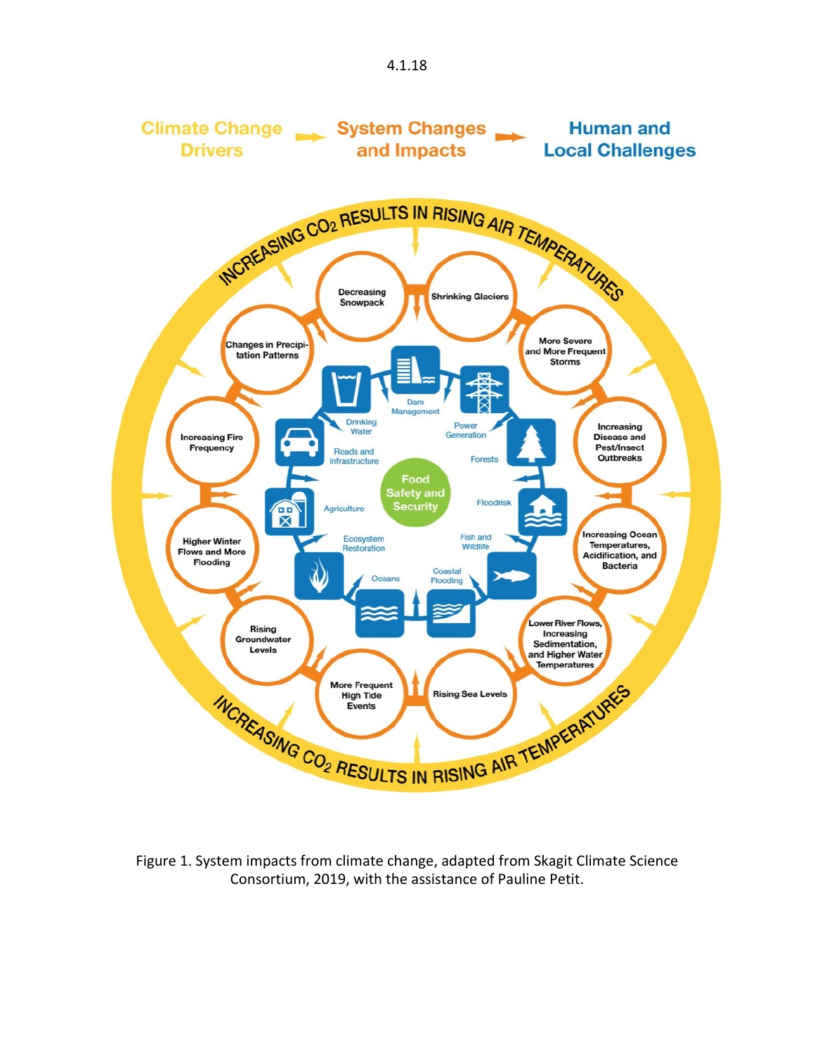Climate Change Drivers

System Changes and Impacts

Human and Local Challenges

INCREASING $CO_2$ RESULTS IN RISING AIR TEMPERATURES

Decreasing Snowpack

Shrinking Glaciers

More Severe and More Frequent Storms

Increasing Disease and Pest/Insect Outbreaks

Increasing Ocean Temperatures, Acidification, and Bacteria

Lower River Flows, Increasing Sedimentation, and Higher Water Temperatures

Rising Sea Levels

More Frequent High Tide Events

Rising Groundwater Levels

Higher Winter Flows and More Flooding

Increasing Fire Frequency

Changes in Precipitation Patterns

Dam Management

Power Generation

Forests

Floodrisk

Fish and Wildlife

Coastal Flooding

Oceans

Ecosystem Restoration

Agriculture

Roads and Infrastructure

Drinking Water

Food Safety and Security

INCREASING $CO_2$ RESULTS IN RISING AIR TEMPERATURES

Figure 1. System impacts from climate change, adapted from Skagit Climate Science Consortium, 2019, with the assistance of Pauline Petit.